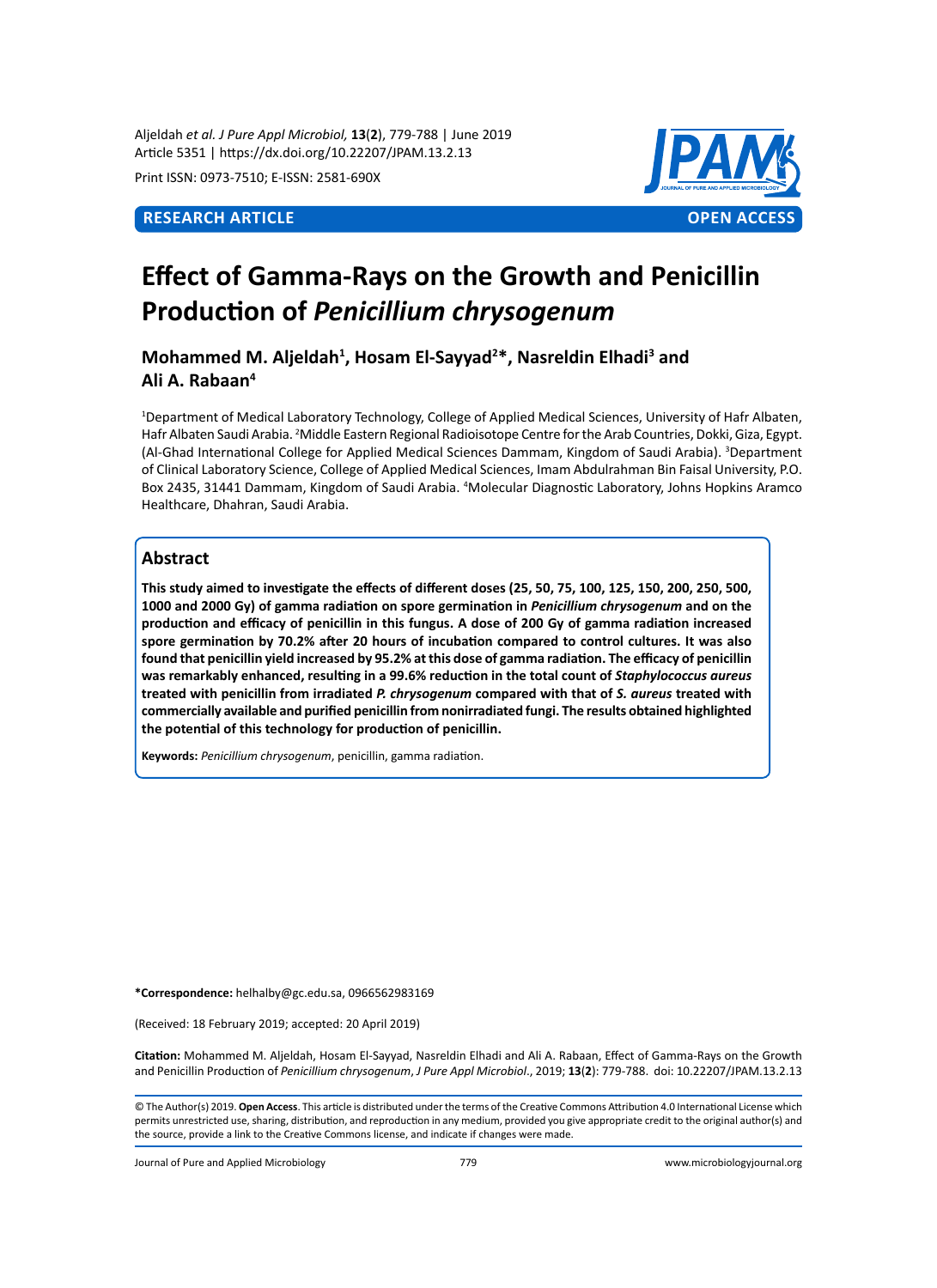**RESEARCH ARTICLE** **OPEN ACCESS**

# Effect of Gamma-Rays on the Growth and Penicillin Production of *Penicillium chrysogenum*

**Mohammed M. Aljeldah[1], Hosam El-Sayyad[2]*, Nasreldin Elhadi[3] and Ali A. Rabaan[4]**

[1]Department of Medical Laboratory Technology, College of Applied Medical Sciences, University of Hafr Albaten, Hafr Albaten Saudi Arabia. [2]Middle Eastern Regional Radioisotope Centre for the Arab Countries, Dokki, Giza, Egypt. (Al-Ghad International College for Applied Medical Sciences Dammam, Kingdom of Saudi Arabia). [3]Department of Clinical Laboratory Science, College of Applied Medical Sciences, Imam Abdulrahman Bin Faisal University, P.O. Box 2435, 31441 Dammam, Kingdom of Saudi Arabia. [4]Molecular Diagnostic Laboratory, Johns Hopkins Aramco Healthcare, Dhahran, Saudi Arabia.

## Abstract

**This study aimed to investigate the effects of different doses (25, 50, 75, 100, 125, 150, 200, 250, 500, 1000 and 2000 Gy) of gamma radiation on spore germination in *Penicillium chrysogenum* and on the production and efficacy of penicillin in this fungus. A dose of 200 Gy of gamma radiation increased spore germination by 70.2% after 20 hours of incubation compared to control cultures. It was also found that penicillin yield increased by 95.2% at this dose of gamma radiation. The efficacy of penicillin was remarkably enhanced, resulting in a 99.6% reduction in the total count of *Staphylococcus aureus* treated with penicillin from irradiated *P. chrysogenum* compared with that of *S. aureus* treated with commercially available and purified penicillin from nonirradiated fungi. The results obtained highlighted the potential of this technology for production of penicillin.**

**Keywords:** *Penicillium chrysogenum*, penicillin, gamma radiation.

***Correspondence:** helhalby@gc.edu.sa, 0966562983169

(Received: 18 February 2019; accepted: 20 April 2019)

**Citation:** Mohammed M. Aljeldah, Hosam El-Sayyad, Nasreldin Elhadi and Ali A. Rabaan, Effect of Gamma-Rays on the Growth and Penicillin Production of *Penicillium chrysogenum*, *J Pure Appl Microbiol*., 2019; **13**(**2**): 779-788. doi: 10.22207/JPAM.13.2.13

© The Author(s) 2019. **Open Access**. This article is distributed under the terms of the Creative Commons Attribution 4.0 International License which permits unrestricted use, sharing, distribution, and reproduction in any medium, provided you give appropriate credit to the original author(s) and the source, provide a link to the Creative Commons license, and indicate if changes were made.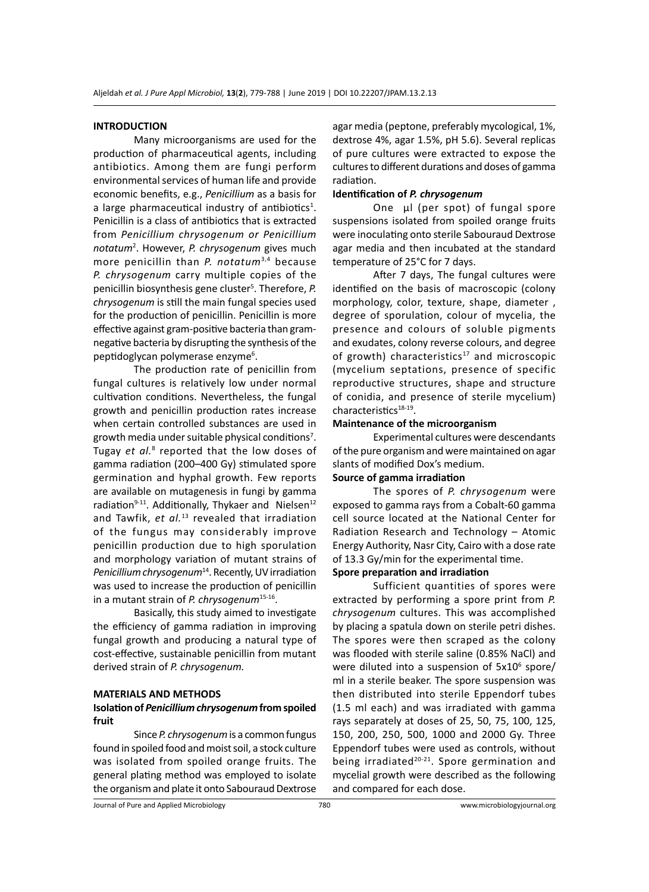## INTRODUCTION

Many microorganisms are used for the production of pharmaceutical agents, including antibiotics. Among them are fungi perform environmental services of human life and provide economic benefits, e.g., *Penicillium* as a basis for a large pharmaceutical industry of antibiotics[1]. Penicillin is a class of antibiotics that is extracted from *Penicillium chrysogenum or Penicillium notatum*[2]. However, *P. chrysogenum* gives much more penicillin than *P. notatum*[3,4] because *P. chrysogenum* carry multiple copies of the penicillin biosynthesis gene cluster[5]. Therefore, *P. chrysogenum* is still the main fungal species used for the production of penicillin. Penicillin is more effective against gram-positive bacteria than gram-negative bacteria by disrupting the synthesis of the peptidoglycan polymerase enzyme[6].

The production rate of penicillin from fungal cultures is relatively low under normal cultivation conditions. Nevertheless, the fungal growth and penicillin production rates increase when certain controlled substances are used in growth media under suitable physical conditions[7]. Tugay *et al.*[8] reported that the low doses of gamma radiation (200–400 Gy) stimulated spore germination and hyphal growth. Few reports are available on mutagenesis in fungi by gamma radiation[9-11]. Additionally, Thykaer and Nielsen[12] and Tawfik, *et al.*[13] revealed that irradiation of the fungus may considerably improve penicillin production due to high sporulation and morphology variation of mutant strains of *Penicillium chrysogenum*[14]. Recently, UV irradiation was used to increase the production of penicillin in a mutant strain of *P. chrysogenum*[15-16].

Basically, this study aimed to investigate the efficiency of gamma radiation in improving fungal growth and producing a natural type of cost-effective, sustainable penicillin from mutant derived strain of *P. chrysogenum.*

## MATERIALS AND METHODS

### Isolation of *Penicillium chrysogenum* from spoiled fruit

Since *P. chrysogenum* is a common fungus found in spoiled food and moist soil, a stock culture was isolated from spoiled orange fruits. The general plating method was employed to isolate the organism and plate it onto Sabouraud Dextrose agar media (peptone, preferably mycological, 1%, dextrose 4%, agar 1.5%, pH 5.6). Several replicas of pure cultures were extracted to expose the cultures to different durations and doses of gamma radiation.

### Identification of *P. chrysogenum*

One µl (per spot) of fungal spore suspensions isolated from spoiled orange fruits were inoculating onto sterile Sabouraud Dextrose agar media and then incubated at the standard temperature of 25°C for 7 days.

After 7 days, The fungal cultures were identified on the basis of macroscopic (colony morphology, color, texture, shape, diameter , degree of sporulation, colour of mycelia, the presence and colours of soluble pigments and exudates, colony reverse colours, and degree of growth) characteristics[17] and microscopic (mycelium septations, presence of specific reproductive structures, shape and structure of conidia, and presence of sterile mycelium) characteristics[18-19].

### Maintenance of the microorganism

Experimental cultures were descendants of the pure organism and were maintained on agar slants of modified Dox's medium.

### Source of gamma irradiation

The spores of *P. chrysogenum* were exposed to gamma rays from a Cobalt-60 gamma cell source located at the National Center for Radiation Research and Technology – Atomic Energy Authority, Nasr City, Cairo with a dose rate of 13.3 Gy/min for the experimental time.

### Spore preparation and irradiation

Sufficient quantities of spores were extracted by performing a spore print from *P. chrysogenum* cultures. This was accomplished by placing a spatula down on sterile petri dishes. The spores were then scraped as the colony was flooded with sterile saline (0.85% NaCl) and were diluted into a suspension of $5x10^6$ spore/ml in a sterile beaker. The spore suspension was then distributed into sterile Eppendorf tubes (1.5 ml each) and was irradiated with gamma rays separately at doses of 25, 50, 75, 100, 125, 150, 200, 250, 500, 1000 and 2000 Gy. Three Eppendorf tubes were used as controls, without being irradiated[20-21]. Spore germination and mycelial growth were described as the following and compared for each dose.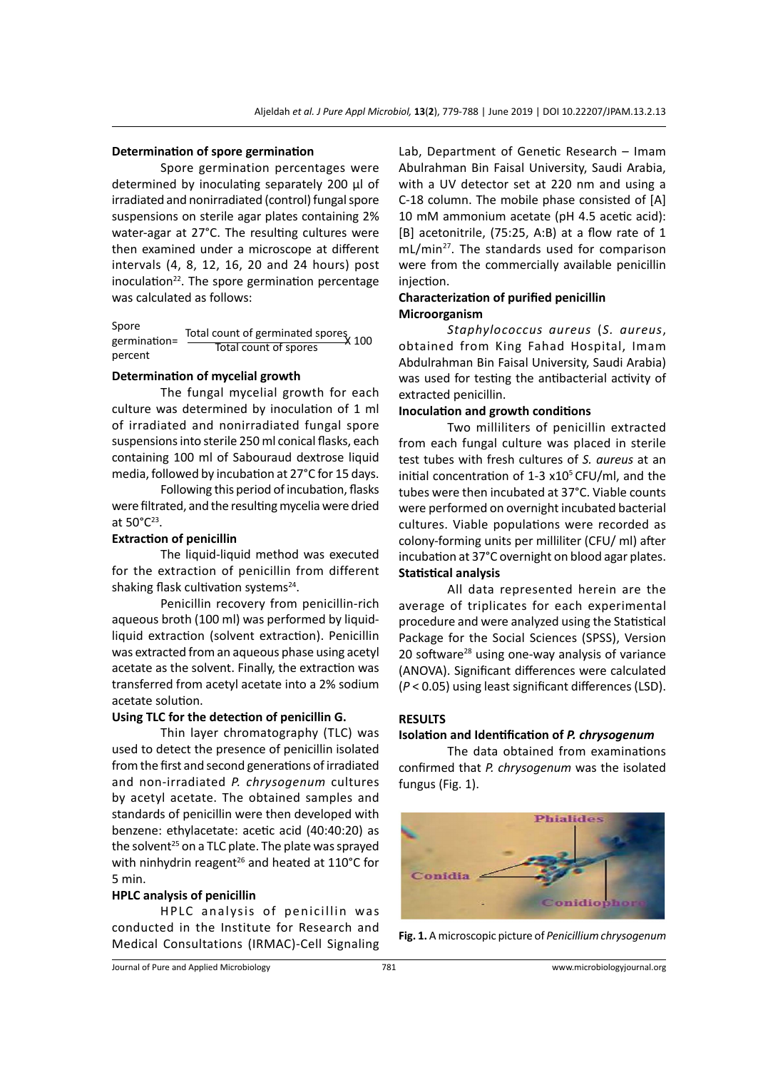### Determination of spore germination

Spore germination percentages were determined by inoculating separately 200 µl of irradiated and nonirradiated (control) fungal spore suspensions on sterile agar plates containing 2% water-agar at 27°C. The resulting cultures were then examined under a microscope at different intervals (4, 8, 12, 16, 20 and 24 hours) post inoculation[22]. The spore germination percentage was calculated as follows:

$$\text{Spore germination percent} = \frac{\text{Total count of germinated spores}}{\text{Total count of spores}} \times 100$$

### Determination of mycelial growth

The fungal mycelial growth for each culture was determined by inoculation of 1 ml of irradiated and nonirradiated fungal spore suspensions into sterile 250 ml conical flasks, each containing 100 ml of Sabouraud dextrose liquid media, followed by incubation at 27°C for 15 days.

Following this period of incubation, flasks were filtrated, and the resulting mycelia were dried at 50°C[23].

### Extraction of penicillin

The liquid-liquid method was executed for the extraction of penicillin from different shaking flask cultivation systems[24].

Penicillin recovery from penicillin-rich aqueous broth (100 ml) was performed by liquid-liquid extraction (solvent extraction). Penicillin was extracted from an aqueous phase using acetyl acetate as the solvent. Finally, the extraction was transferred from acetyl acetate into a 2% sodium acetate solution.

### Using TLC for the detection of penicillin G.

Thin layer chromatography (TLC) was used to detect the presence of penicillin isolated from the first and second generations of irradiated and non-irradiated *P. chrysogenum* cultures by acetyl acetate. The obtained samples and standards of penicillin were then developed with benzene: ethylacetate: acetic acid (40:40:20) as the solvent[25] on a TLC plate. The plate was sprayed with ninhydrin reagent[26] and heated at 110°C for 5 min.

### HPLC analysis of penicillin

HPLC analysis of penicillin was conducted in the Institute for Research and Medical Consultations (IRMAC)-Cell Signaling Lab, Department of Genetic Research – Imam Abulrahman Bin Faisal University, Saudi Arabia, with a UV detector set at 220 nm and using a C-18 column. The mobile phase consisted of [A] 10 mM ammonium acetate (pH 4.5 acetic acid): [B] acetonitrile, (75:25, A:B) at a flow rate of 1 mL/min[27]. The standards used for comparison were from the commercially available penicillin injection.

### Characterization of purified penicillin

#### Microorganism

*Staphylococcus aureus* (*S. aureus*, obtained from King Fahad Hospital, Imam Abdulrahman Bin Faisal University, Saudi Arabia) was used for testing the antibacterial activity of extracted penicillin.

#### Inoculation and growth conditions

Two milliliters of penicillin extracted from each fungal culture was placed in sterile test tubes with fresh cultures of *S. aureus* at an initial concentration of 1-3 $\times 10^5$ CFU/ml, and the tubes were then incubated at 37°C. Viable counts were performed on overnight incubated bacterial cultures. Viable populations were recorded as colony-forming units per milliliter (CFU/ ml) after incubation at 37°C overnight on blood agar plates.

### Statistical analysis

All data represented herein are the average of triplicates for each experimental procedure and were analyzed using the Statistical Package for the Social Sciences (SPSS), Version 20 software[28] using one-way analysis of variance (ANOVA). Significant differences were calculated ($P < 0.05$) using least significant differences (LSD).

## RESULTS

### Isolation and Identification of *P. chrysogenum*

The data obtained from examinations confirmed that *P. chrysogenum* was the isolated fungus (Fig. 1).

**Fig. 1.** A microscopic picture of *Penicillium chrysogenum*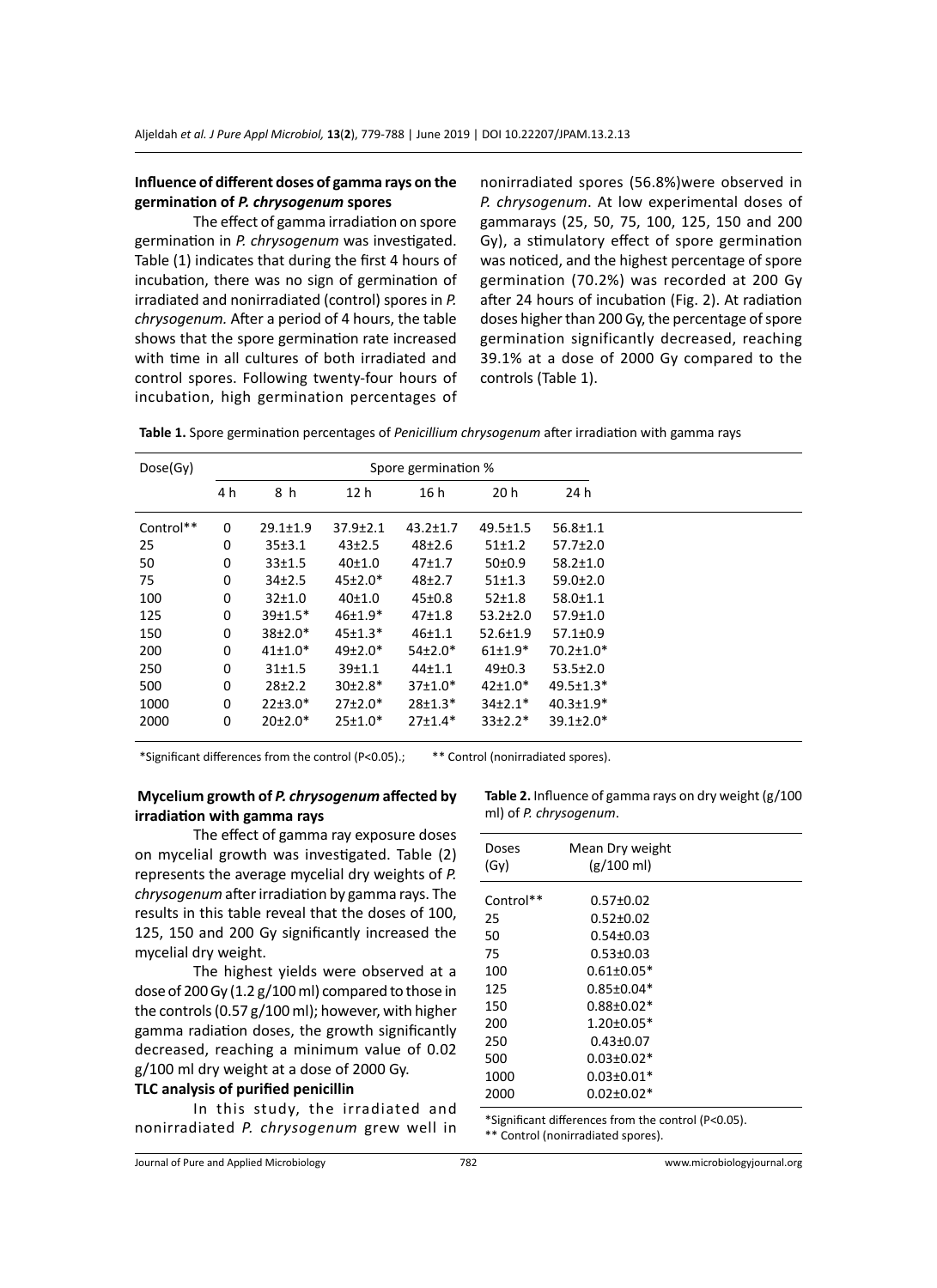### Influence of different doses of gamma rays on the germination of *P. chrysogenum* spores

The effect of gamma irradiation on spore germination in *P. chrysogenum* was investigated. Table (1) indicates that during the first 4 hours of incubation, there was no sign of germination of irradiated and nonirradiated (control) spores in *P. chrysogenum.* After a period of 4 hours, the table shows that the spore germination rate increased with time in all cultures of both irradiated and control spores. Following twenty-four hours of incubation, high germination percentages of nonirradiated spores (56.8%)were observed in *P. chrysogenum*. At low experimental doses of gammarays (25, 50, 75, 100, 125, 150 and 200 Gy), a stimulatory effect of spore germination was noticed, and the highest percentage of spore germination (70.2%) was recorded at 200 Gy after 24 hours of incubation (Fig. 2). At radiation doses higher than 200 Gy, the percentage of spore germination significantly decreased, reaching 39.1% at a dose of 2000 Gy compared to the controls (Table 1).

**Table 1.** Spore germination percentages of *Penicillium chrysogenum* after irradiation with gamma rays

| Dose(Gy) | Spore germination % | | | | | |
|---|---|---|---|---|---|---|
| | 4 h | 8 h | 12 h | 16 h | 20 h | 24 h |
| Control** | 0 | 29.1±1.9 | 37.9±2.1 | 43.2±1.7 | 49.5±1.5 | 56.8±1.1 |
| 25 | 0 | 35±3.1 | 43±2.5 | 48±2.6 | 51±1.2 | 57.7±2.0 |
| 50 | 0 | 33±1.5 | 40±1.0 | 47±1.7 | 50±0.9 | 58.2±1.0 |
| 75 | 0 | 34±2.5 | 45±2.0* | 48±2.7 | 51±1.3 | 59.0±2.0 |
| 100 | 0 | 32±1.0 | 40±1.0 | 45±0.8 | 52±1.8 | 58.0±1.1 |
| 125 | 0 | 39±1.5* | 46±1.9* | 47±1.8 | 53.2±2.0 | 57.9±1.0 |
| 150 | 0 | 38±2.0* | 45±1.3* | 46±1.1 | 52.6±1.9 | 57.1±0.9 |
| 200 | 0 | 41±1.0* | 49±2.0* | 54±2.0* | 61±1.9* | 70.2±1.0* |
| 250 | 0 | 31±1.5 | 39±1.1 | 44±1.1 | 49±0.3 | 53.5±2.0 |
| 500 | 0 | 28±2.2 | 30±2.8* | 37±1.0* | 42±1.0* | 49.5±1.3* |
| 1000 | 0 | 22±3.0* | 27±2.0* | 28±1.3* | 34±2.1* | 40.3±1.9* |
| 2000 | 0 | 20±2.0* | 25±1.0* | 27±1.4* | 33±2.2* | 39.1±2.0* |

*Significant differences from the control (P<0.05).; ** Control (nonirradiated spores).

### Mycelium growth of *P. chrysogenum* affected by irradiation with gamma rays

The effect of gamma ray exposure doses on mycelial growth was investigated. Table (2) represents the average mycelial dry weights of *P. chrysogenum* after irradiation by gamma rays. The results in this table reveal that the doses of 100, 125, 150 and 200 Gy significantly increased the mycelial dry weight.

The highest yields were observed at a dose of 200 Gy (1.2 g/100 ml) compared to those in the controls (0.57 g/100 ml); however, with higher gamma radiation doses, the growth significantly decreased, reaching a minimum value of 0.02 g/100 ml dry weight at a dose of 2000 Gy.

**Table 2.** Influence of gamma rays on dry weight (g/100 ml) of *P. chrysogenum*.

| Doses (Gy) | Mean Dry weight (g/100 ml) |
|---|---|
| Control** | 0.57±0.02 |
| 25 | 0.52±0.02 |
| 50 | 0.54±0.03 |
| 75 | 0.53±0.03 |
| 100 | 0.61±0.05* |
| 125 | 0.85±0.04* |
| 150 | 0.88±0.02* |
| 200 | 1.20±0.05* |
| 250 | 0.43±0.07 |
| 500 | 0.03±0.02* |
| 1000 | 0.03±0.01* |
| 2000 | 0.02±0.02* |

*Significant differences from the control (P<0.05).
** Control (nonirradiated spores).

### TLC analysis of purified penicillin

In this study, the irradiated and nonirradiated *P. chrysogenum* grew well in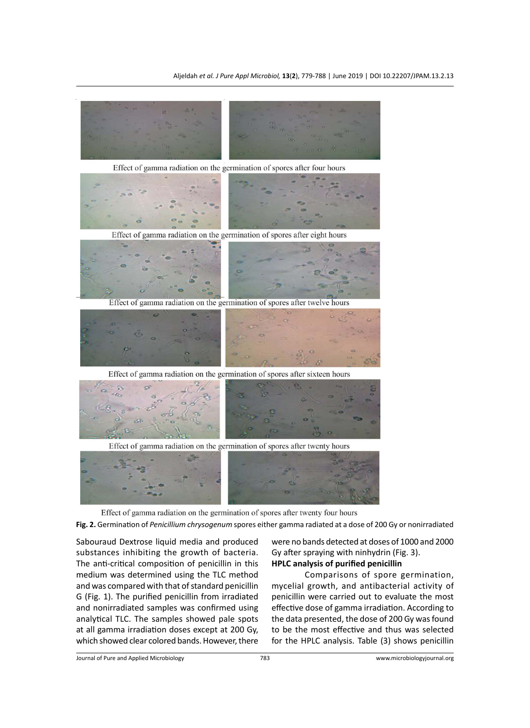Effect of gamma radiation on the germination of spores after four hours

Effect of gamma radiation on the germination of spores after eight hours

Effect of gamma radiation on the germination of spores after twelve hours

Effect of gamma radiation on the germination of spores after sixteen hours

Effect of gamma radiation on the germination of spores after twenty hours

Effect of gamma radiation on the germination of spores after twenty four hours

**Fig. 2.** Germination of *Penicillium chrysogenum* spores either gamma radiated at a dose of 200 Gy or nonirradiated

Sabouraud Dextrose liquid media and produced substances inhibiting the growth of bacteria. The anti-critical composition of penicillin in this medium was determined using the TLC method and was compared with that of standard penicillin G (Fig. 1). The purified penicillin from irradiated and nonirradiated samples was confirmed using analytical TLC. The samples showed pale spots at all gamma irradiation doses except at 200 Gy, which showed clear colored bands. However, there were no bands detected at doses of 1000 and 2000 Gy after spraying with ninhydrin (Fig. 3).

**HPLC analysis of purified penicillin**

Comparisons of spore germination, mycelial growth, and antibacterial activity of penicillin were carried out to evaluate the most effective dose of gamma irradiation. According to the data presented, the dose of 200 Gy was found to be the most effective and thus was selected for the HPLC analysis. Table (3) shows penicillin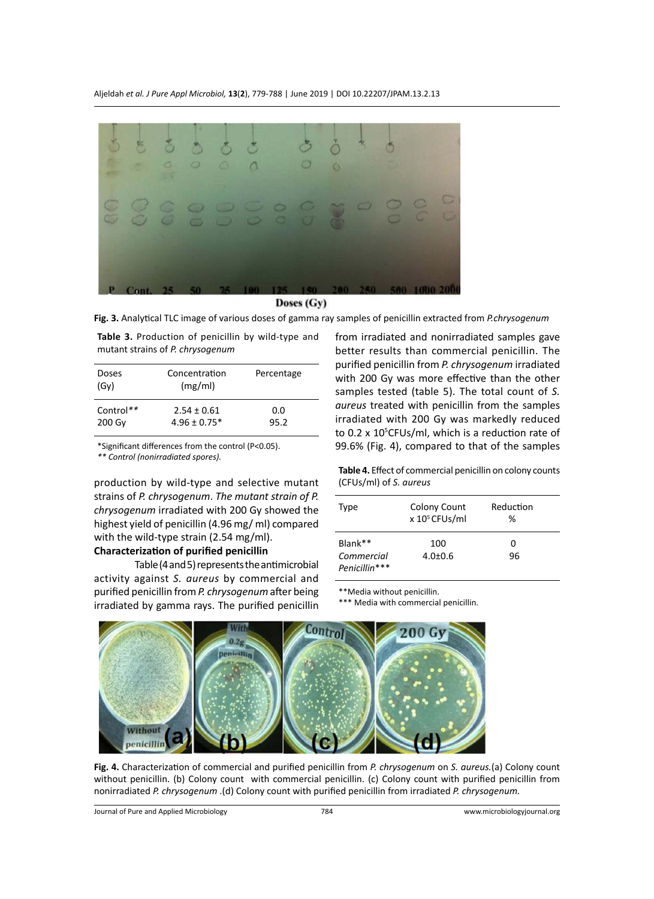Fig. 3. Analytical TLC image of various doses of gamma ray samples of penicillin extracted from *P.chrysogenum*

**Table 3.** Production of penicillin by wild-type and mutant strains of *P. chrysogenum*

| Doses (Gy) | Concentration (mg/ml) | Percentage |
|---|---|---|
| Control** | 2.54 ± 0.61 | 0.0 |
| 200 Gy | 4.96 ± 0.75* | 95.2 |

*Significant differences from the control (P<0.05).
*** Control (nonirradiated spores).*

production by wild-type and selective mutant strains of *P. chrysogenum*. *The mutant strain of P. chrysogenum* irradiated with 200 Gy showed the highest yield of penicillin (4.96 mg/ ml) compared with the wild-type strain (2.54 mg/ml).

**Characterization of purified penicillin**

Table (4 and 5) represents the antimicrobial activity against *S. aureus* by commercial and purified penicillin from *P. chrysogenum* after being irradiated by gamma rays. The purified penicillin from irradiated and nonirradiated samples gave better results than commercial penicillin. The purified penicillin from *P. chrysogenum* irradiated with 200 Gy was more effective than the other samples tested (table 5). The total count of *S. aureus* treated with penicillin from the samples irradiated with 200 Gy was markedly reduced to 0.2 x $10^5$CFUs/ml, which is a reduction rate of 99.6% (Fig. 4), compared to that of the samples

**Table 4.** Effect of commercial penicillin on colony counts (CFUs/ml) of *S. aureus*

| Type | Colony Count x $10^5$ CFUs/ml | Reduction % |
|---|---|---|
| Blank** | 100 | 0 |
| *Commercial Penicillin**** | 4.0±0.6 | 96 |

**Media without penicillin.
*** Media with commercial penicillin.

**Fig. 4.** Characterization of commercial and purified penicillin from *P. chrysogenum* on *S. aureus.*(a) Colony count without penicillin. (b) Colony count with commercial penicillin. (c) Colony count with purified penicillin from nonirradiated *P. chrysogenum* .(d) Colony count with purified penicillin from irradiated *P. chrysogenum.*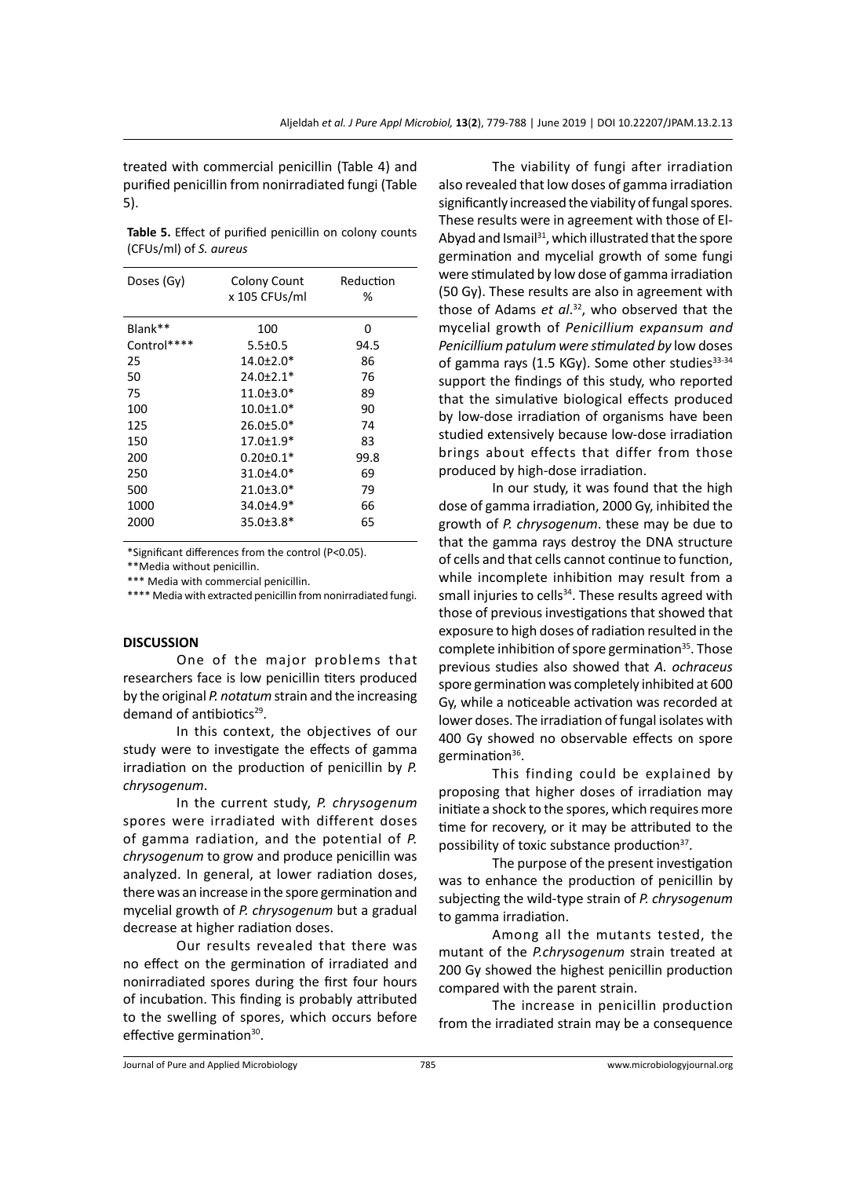treated with commercial penicillin (Table 4) and purified penicillin from nonirradiated fungi (Table 5).

**Table 5.** Effect of purified penicillin on colony counts (CFUs/ml) of *S. aureus*

| Doses (Gy) | Colony Count x 105 CFUs/ml | Reduction % |
|---|---|---|
| Blank** | 100 | 0 |
| Control**** | 5.5±0.5 | 94.5 |
| 25 | 14.0±2.0* | 86 |
| 50 | 24.0±2.1* | 76 |
| 75 | 11.0±3.0* | 89 |
| 100 | 10.0±1.0* | 90 |
| 125 | 26.0±5.0* | 74 |
| 150 | 17.0±1.9* | 83 |
| 200 | 0.20±0.1* | 99.8 |
| 250 | 31.0±4.0* | 69 |
| 500 | 21.0±3.0* | 79 |
| 1000 | 34.0±4.9* | 66 |
| 2000 | 35.0±3.8* | 65 |

*Significant differences from the control (P<0.05).

**Media without penicillin.

*** Media with commercial penicillin.

**** Media with extracted penicillin from nonirradiated fungi.

## DISCUSSION

One of the major problems that researchers face is low penicillin titers produced by the original *P. notatum* strain and the increasing demand of antibiotics[29].

In this context, the objectives of our study were to investigate the effects of gamma irradiation on the production of penicillin by *P. chrysogenum*.

In the current study, *P. chrysogenum* spores were irradiated with different doses of gamma radiation, and the potential of *P. chrysogenum* to grow and produce penicillin was analyzed. In general, at lower radiation doses, there was an increase in the spore germination and mycelial growth of *P. chrysogenum* but a gradual decrease at higher radiation doses.

Our results revealed that there was no effect on the germination of irradiated and nonirradiated spores during the first four hours of incubation. This finding is probably attributed to the swelling of spores, which occurs before effective germination[30].

The viability of fungi after irradiation also revealed that low doses of gamma irradiation significantly increased the viability of fungal spores. These results were in agreement with those of El-Abyad and Ismail[31], which illustrated that the spore germination and mycelial growth of some fungi were stimulated by low dose of gamma irradiation (50 Gy). These results are also in agreement with those of Adams *et al.*[32], who observed that the mycelial growth of *Penicillium expansum and Penicillium patulum were stimulated by* low doses of gamma rays (1.5 KGy). Some other studies[33-34] support the findings of this study, who reported that the simulative biological effects produced by low-dose irradiation of organisms have been studied extensively because low-dose irradiation brings about effects that differ from those produced by high-dose irradiation.

In our study, it was found that the high dose of gamma irradiation, 2000 Gy, inhibited the growth of *P. chrysogenum*. these may be due to that the gamma rays destroy the DNA structure of cells and that cells cannot continue to function, while incomplete inhibition may result from a small injuries to cells[34]. These results agreed with those of previous investigations that showed that exposure to high doses of radiation resulted in the complete inhibition of spore germination[35]. Those previous studies also showed that *A. ochraceus* spore germination was completely inhibited at 600 Gy, while a noticeable activation was recorded at lower doses. The irradiation of fungal isolates with 400 Gy showed no observable effects on spore germination[36].

This finding could be explained by proposing that higher doses of irradiation may initiate a shock to the spores, which requires more time for recovery, or it may be attributed to the possibility of toxic substance production[37].

The purpose of the present investigation was to enhance the production of penicillin by subjecting the wild-type strain of *P. chrysogenum* to gamma irradiation.

Among all the mutants tested, the mutant of the *P.chrysogenum* strain treated at 200 Gy showed the highest penicillin production compared with the parent strain.

The increase in penicillin production from the irradiated strain may be a consequence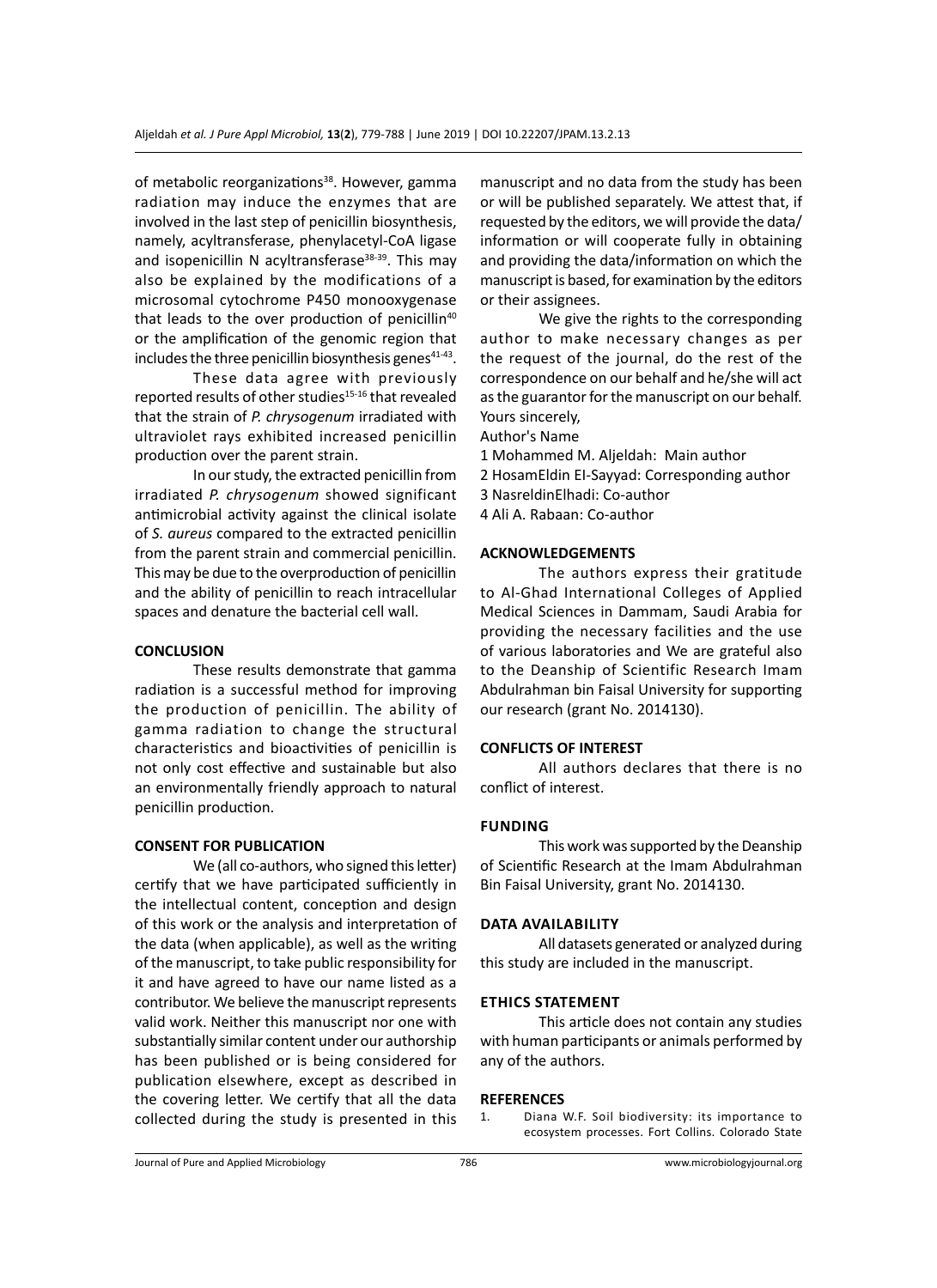of metabolic reorganizations[38]. However, gamma radiation may induce the enzymes that are involved in the last step of penicillin biosynthesis, namely, acyltransferase, phenylacetyl-CoA ligase and isopenicillin N acyltransferase[38-39]. This may also be explained by the modifications of a microsomal cytochrome P450 monooxygenase that leads to the over production of penicillin[40] or the amplification of the genomic region that includes the three penicillin biosynthesis genes[41-43].

These data agree with previously reported results of other studies[15-16] that revealed that the strain of *P. chrysogenum* irradiated with ultraviolet rays exhibited increased penicillin production over the parent strain.

In our study, the extracted penicillin from irradiated *P. chrysogenum* showed significant antimicrobial activity against the clinical isolate of *S. aureus* compared to the extracted penicillin from the parent strain and commercial penicillin. This may be due to the overproduction of penicillin and the ability of penicillin to reach intracellular spaces and denature the bacterial cell wall.

## CONCLUSION

These results demonstrate that gamma radiation is a successful method for improving the production of penicillin. The ability of gamma radiation to change the structural characteristics and bioactivities of penicillin is not only cost effective and sustainable but also an environmentally friendly approach to natural penicillin production.

## CONSENT FOR PUBLICATION

We (all co-authors, who signed this letter) certify that we have participated sufficiently in the intellectual content, conception and design of this work or the analysis and interpretation of the data (when applicable), as well as the writing of the manuscript, to take public responsibility for it and have agreed to have our name listed as a contributor. We believe the manuscript represents valid work. Neither this manuscript nor one with substantially similar content under our authorship has been published or is being considered for publication elsewhere, except as described in the covering letter. We certify that all the data collected during the study is presented in this manuscript and no data from the study has been or will be published separately. We attest that, if requested by the editors, we will provide the data/information or will cooperate fully in obtaining and providing the data/information on which the manuscript is based, for examination by the editors or their assignees.

We give the rights to the corresponding author to make necessary changes as per the request of the journal, do the rest of the correspondence on our behalf and he/she will act as the guarantor for the manuscript on our behalf.

Yours sincerely,

Author's Name

1 Mohammed M. Aljeldah: Main author
2 HosamEldin El-Sayyad: Corresponding author
3 NasreldinElhadi: Co-author
4 Ali A. Rabaan: Co-author

## ACKNOWLEDGEMENTS

The authors express their gratitude to Al-Ghad International Colleges of Applied Medical Sciences in Dammam, Saudi Arabia for providing the necessary facilities and the use of various laboratories and We are grateful also to the Deanship of Scientific Research Imam Abdulrahman bin Faisal University for supporting our research (grant No. 2014130).

## CONFLICTS OF INTEREST

All authors declares that there is no conflict of interest.

## FUNDING

This work was supported by the Deanship of Scientific Research at the Imam Abdulrahman Bin Faisal University, grant No. 2014130.

## DATA AVAILABILITY

All datasets generated or analyzed during this study are included in the manuscript.

## ETHICS STATEMENT

This article does not contain any studies with human participants or animals performed by any of the authors.

## REFERENCES

1. Diana W.F. Soil biodiversity: its importance to ecosystem processes. Fort Collins. Colorado State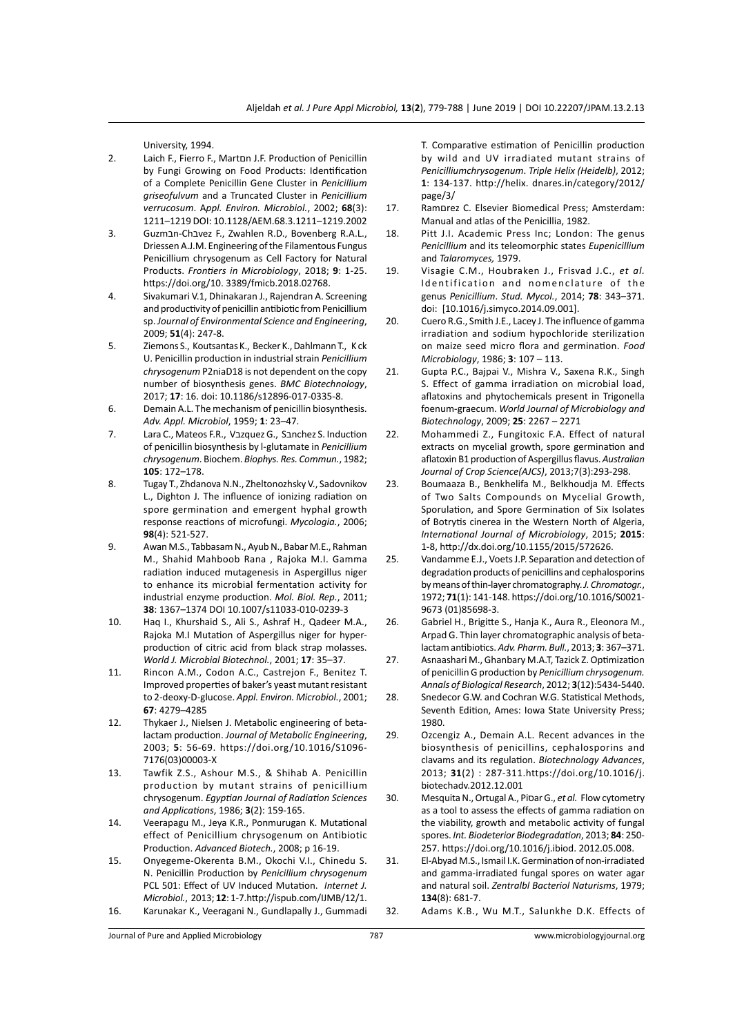University, 1994.

2. Laich F., Fierro F., Martטn J.F. Production of Penicillin by Fungi Growing on Food Products: Identification of a Complete Penicillin Gene Cluster in *Penicillium griseofulvum* and a Truncated Cluster in *Penicillium verrucosum*. A*ppl. Environ. Microbiol.*, 2002; **68**(3): 1211–1219 DOI: 10.1128/AEM.68.3.1211–1219.2002
3. Guzmבn-Chבvez F., Zwahlen R.D., Bovenberg R.A.L., Driessen A.J.M. Engineering of the Filamentous Fungus Penicillium chrysogenum as Cell Factory for Natural Products. *Frontiers in Microbiology*, 2018; **9**: 1-25. https://doi.org/10. 3389/fmicb.2018.02768.
4. Sivakumari V.1, Dhinakaran J., Rajendran A. Screening and productivity of penicillin antibiotic from Penicillium sp. *Journal of Environmental Science and Engineering*, 2009; **51**(4): 247-8.
5. Ziemons S., Koutsantas K., Becker K., Dahlmann T., K ck U. Penicillin production in industrial strain *Penicillium chrysogenum* P2niaD18 is not dependent on the copy number of biosynthesis genes. *BMC Biotechnology*, 2017; **17**: 16. doi: 10.1186/s12896-017-0335-8.
6. Demain A.L. The mechanism of penicillin biosynthesis. *Adv. Appl. Microbiol*, 1959; **1**: 23–47.
7. Lara C., Mateos F.R., Vבzquez G., Sבnchez S. Induction of penicillin biosynthesis by l-glutamate in *Penicillium chrysogenum*. Biochem. *Biophys. Res. Commun.*, 1982; **105**: 172–178.
8. Tugay T., Zhdanova N.N., Zheltonozhsky V., Sadovnikov L., Dighton J. The influence of ionizing radiation on spore germination and emergent hyphal growth response reactions of microfungi. *Mycologia.*, 2006; **98**(4): 521-527.
9. Awan M.S., Tabbasam N., Ayub N., Babar M.E., Rahman M., Shahid Mahboob Rana , Rajoka M.I. Gamma radiation induced mutagenesis in Aspergillus niger to enhance its microbial fermentation activity for industrial enzyme production. *Mol. Biol. Rep.*, 2011; **38**: 1367–1374 DOI 10.1007/s11033-010-0239-3
10. Haq I., Khurshaid S., Ali S., Ashraf H., Qadeer M.A., Rajoka M.I Mutation of Aspergillus niger for hyper-production of citric acid from black strap molasses. *World J. Microbial Biotechnol.*, 2001; **17**: 35–37.
11. Rincon A.M., Codon A.C., Castrejon F., Benitez T. Improved properties of baker's yeast mutant resistant to 2-deoxy-D-glucose. *Appl. Environ. Microbiol.*, 2001; **67**: 4279–4285
12. Thykaer J., Nielsen J. Metabolic engineering of beta-lactam production. *Journal of Metabolic Engineering*, 2003; **5**: 56-69. https://doi.org/10.1016/S1096-7176(03)00003-X
13. Tawfik Z.S., Ashour M.S., & Shihab A. Penicillin production by mutant strains of penicillium chrysogenum. *Egyptian Journal of Radiation Sciences and Applications*, 1986; **3**(2): 159-165.
14. Veerapagu M., Jeya K.R., Ponmurugan K. Mutational effect of Penicillium chrysogenum on Antibiotic Production. *Advanced Biotech.*, 2008; p 16-19.
15. Onyegeme-Okerenta B.M., Okochi V.I., Chinedu S. N. Penicillin Production by *Penicillium chrysogenum* PCL 501: Effect of UV Induced Mutation. *Internet J. Microbiol.*, 2013; **12**: 1-7.http://ispub.com/IJMB/12/1.
16. Karunakar K., Veeragani N., Gundlapally J., Gummadi T. Comparative estimation of Penicillin production by wild and UV irradiated mutant strains of *Penicilliumchrysogenum*. *Triple Helix (Heidelb)*, 2012; **1**: 134-137. http://helix. dnares.in/category/2012/page/3/
17. Ramטrez C. Elsevier Biomedical Press; Amsterdam: Manual and atlas of the Penicillia, 1982.
18. Pitt J.I. Academic Press Inc; London: The genus *Penicillium* and its teleomorphic states *Eupenicillium* and *Talaromyces,* 1979.
19. Visagie C.M., Houbraken J., Frisvad J.C., *et al*. Identification and nomenclature of the genus *Penicillium*. *Stud. Mycol.*, 2014; **78**: 343–371. doi: [10.1016/j.simyco.2014.09.001].
20. Cuero R.G., Smith J.E., Lacey J. The influence of gamma irradiation and sodium hypochloride sterilization on maize seed micro flora and germination. *Food Microbiology*, 1986; **3**: 107 – 113.
21. Gupta P.C., Bajpai V., Mishra V., Saxena R.K., Singh S. Effect of gamma irradiation on microbial load, aflatoxins and phytochemicals present in Trigonella foenum-graecum. *World Journal of Microbiology and Biotechnology*, 2009; **25**: 2267 – 2271
22. Mohammedi Z., Fungitoxic F.A. Effect of natural extracts on mycelial growth, spore germination and aflatoxin B1 production of Aspergillus flavus. *Australian Journal of Crop Science(AJCS)*, 2013;7(3):293-298.
23. Boumaaza B., Benkhelifa M., Belkhoudja M. Effects of Two Salts Compounds on Mycelial Growth, Sporulation, and Spore Germination of Six Isolates of Botrytis cinerea in the Western North of Algeria, *International Journal of Microbiology*, 2015; **2015**: 1-8, http://dx.doi.org/10.1155/2015/572626.
25. Vandamme E.J., Voets J.P. Separation and detection of degradation products of penicillins and cephalosporins by means of thin-layer chromatography. *J. Chromatogr.*, 1972; **71**(1): 141-148. https://doi.org/10.1016/S0021-9673 (01)85698-3.
26. Gabriel H., Brigitte S., Hanja K., Aura R., Eleonora M., Arpad G. Thin layer chromatographic analysis of beta-lactam antibiotics. *Adv. Pharm. Bull.*, 2013; **3**: 367–371.
27. Asnaashari M., Ghanbary M.A.T, Tazick Z. Optimization of penicillin G production by *Penicillium chrysogenum. Annals of Biological Research*, 2012; **3**(12):5434-5440.
28. Snedecor G.W. and Cochran W.G. Statistical Methods, Seventh Edition, Ames: Iowa State University Press; 1980.
29. Ozcengiz A., Demain A.L. Recent advances in the biosynthesis of penicillins, cephalosporins and clavams and its regulation. *Biotechnology Advances*, 2013; **31**(2) : 287-311.https://doi.org/10.1016/j.biotechadv.2012.12.001
30. Mesquita N., Ortugal A., Piסar G., *et al.* Flow cytometry as a tool to assess the effects of gamma radiation on the viability, growth and metabolic activity of fungal spores. *Int. Biodeterior Biodegradation*, 2013; **84**: 250-257. https://doi.org/10.1016/j.ibiod. 2012.05.008.
31. El-Abyad M.S., Ismail I.K. Germination of non-irradiated and gamma-irradiated fungal spores on water agar and natural soil. *Zentralbl Bacteriol Naturisms*, 1979; **134**(8): 681-7.
32. Adams K.B., Wu M.T., Salunkhe D.K. Effects of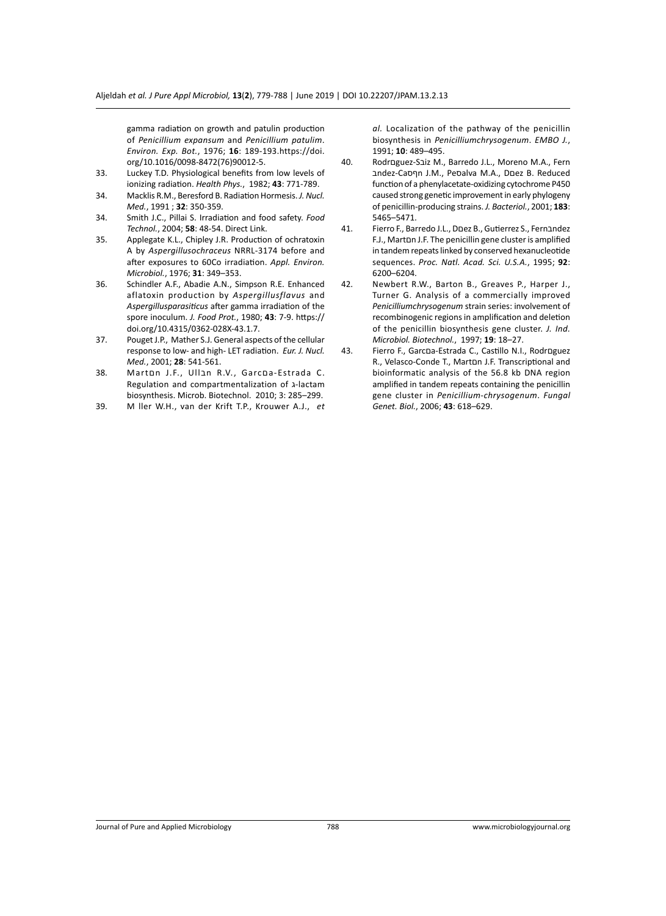gamma radiation on growth and patulin production of *Penicillium expansum* and *Penicillium patulim*. *Environ. Exp. Bot.*, 1976; **16**: 189-193.https://doi.org/10.1016/0098-8472(76)90012-5.

33. Luckey T.D. Physiological benefits from low levels of ionizing radiation. *Health Phys.*, 1982; **43**: 771-789.
34. Macklis R.M., Beresford B. Radiation Hormesis. *J. Nucl. Med.*, 1991 ; **32**: 350-359.
34. Smith J.C., Pillai S. Irradiation and food safety. *Food Technol.*, 2004; **58**: 48-54. Direct Link.
35. Applegate K.L., Chipley J.R. Production of ochratoxin A by *Aspergillusochraceus* NRRL-3174 before and after exposures to 60Co irradiation. *Appl. Environ. Microbiol.*, 1976; **31**: 349–353.
36. Schindler A.F., Abadie A.N., Simpson R.E. Enhanced aflatoxin production by *Aspergillusflavus* and *Aspergillusparasiticus* after gamma irradiation of the spore inoculum. *J. Food Prot.*, 1980; **43**: 7-9. https://doi.org/10.4315/0362-028X-43.1.7.
37. Pouget J.P., Mather S.J. General aspects of the cellular response to low- and high- LET radiation. *Eur. J. Nucl. Med.*, 2001; **28**: 541-561.
38. Martםn J.F., Ullבn R.V., Garcםa-Estrada C. Regulation and compartmentalization of ג-lactam biosynthesis. Microb. Biotechnol. 2010; 3: 285–299.
39. M ller W.H., van der Krift T.P., Krouwer A.J., *et al.* Localization of the pathway of the penicillin biosynthesis in *Penicilliumchrysogenum*. *EMBO J.*, 1991; **10**: 489–495.
40. Rodrםguez-Sבiz M., Barredo J.L., Moreno M.A., Fernבndez-Caסףn J.M., Peסalva M.A., Dםez B. Reduced function of a phenylacetate-oxidizing cytochrome P450 caused strong genetic improvement in early phylogeny of penicillin-producing strains. *J. Bacteriol.*, 2001; **183**: 5465–5471.
41. Fierro F., Barredo J.L., Dםez B., Gutierrez S., Fernבndez F.J., Martםn J.F. The penicillin gene cluster is amplified in tandem repeats linked by conserved hexanucleotide sequences. *Proc. Natl. Acad. Sci. U.S.A.*, 1995; **92**: 6200–6204.
42. Newbert R.W., Barton B., Greaves P., Harper J., Turner G. Analysis of a commercially improved *Penicilliumchrysogenum* strain series: involvement of recombinogenic regions in amplification and deletion of the penicillin biosynthesis gene cluster. *J. Ind. Microbiol. Biotechnol.*, 1997; **19**: 18–27.
43. Fierro F., Garcםa-Estrada C., Castillo N.I., Rodrםguez R., Velasco-Conde T., Martםn J.F. Transcriptional and bioinformatic analysis of the 56.8 kb DNA region amplified in tandem repeats containing the penicillin gene cluster in *Penicillium-chrysogenum*. *Fungal Genet. Biol.*, 2006; **43**: 618–629.